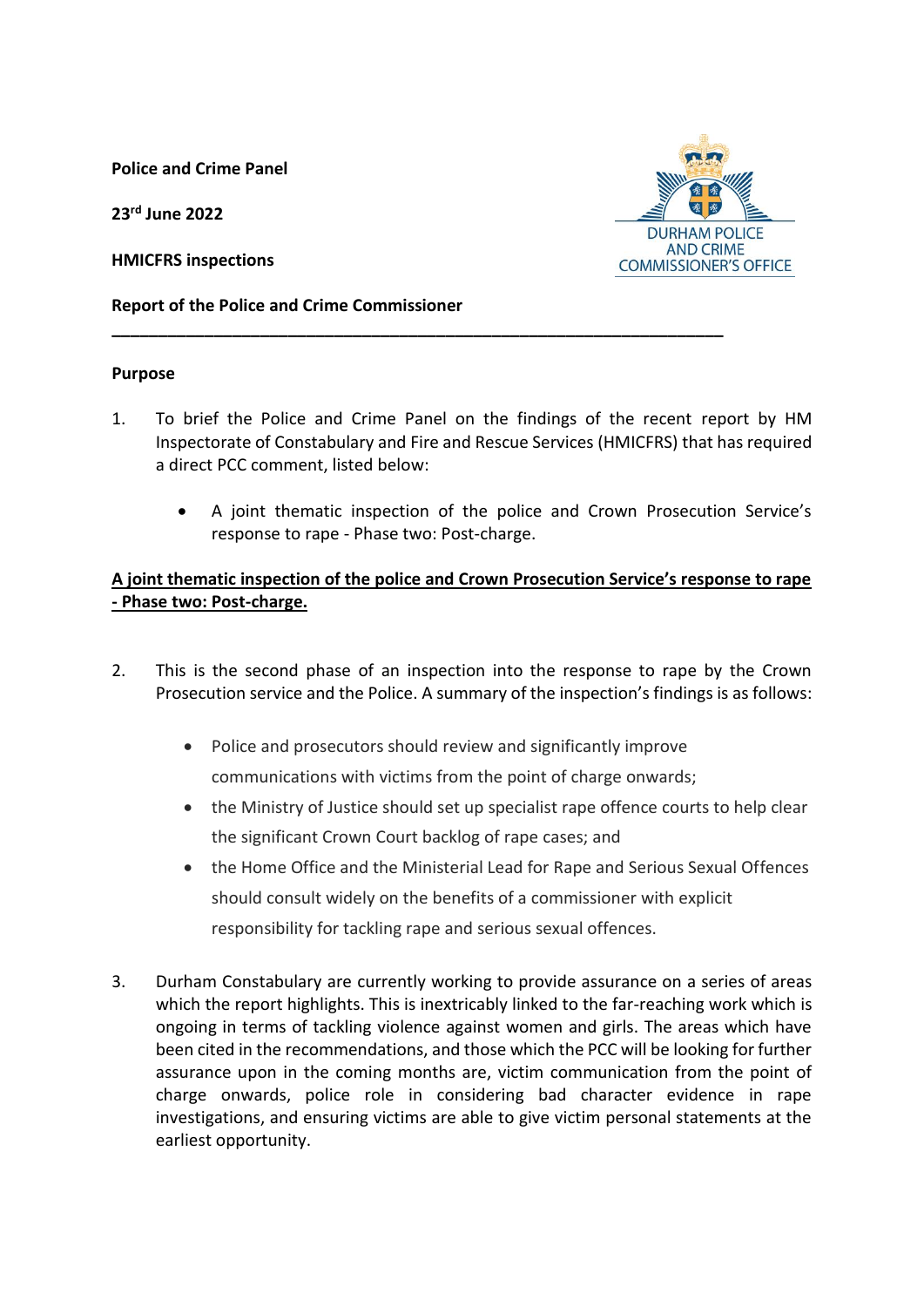**Police and Crime Panel**

**23rd June 2022**

**HMICFRS inspections**

**Report of the Police and Crime Commissioner**

---

**Purpose**

1. To brief the Police and Crime Panel on the findings of the recent report by HM Inspectorate of Constabulary and Fire and Rescue Services (HMICFRS) that has required a direct PCC comment, listed below:

   - A joint thematic inspection of the police and Crown Prosecution Service's response to rape - Phase two: Post-charge.

**A joint thematic inspection of the police and Crown Prosecution Service's response to rape - Phase two: Post-charge.**

2. This is the second phase of an inspection into the response to rape by the Crown Prosecution service and the Police. A summary of the inspection's findings is as follows:

   - Police and prosecutors should review and significantly improve communications with victims from the point of charge onwards;
   - the Ministry of Justice should set up specialist rape offence courts to help clear the significant Crown Court backlog of rape cases; and
   - the Home Office and the Ministerial Lead for Rape and Serious Sexual Offences should consult widely on the benefits of a commissioner with explicit responsibility for tackling rape and serious sexual offences.

3. Durham Constabulary are currently working to provide assurance on a series of areas which the report highlights. This is inextricably linked to the far-reaching work which is ongoing in terms of tackling violence against women and girls. The areas which have been cited in the recommendations, and those which the PCC will be looking for further assurance upon in the coming months are, victim communication from the point of charge onwards, police role in considering bad character evidence in rape investigations, and ensuring victims are able to give victim personal statements at the earliest opportunity.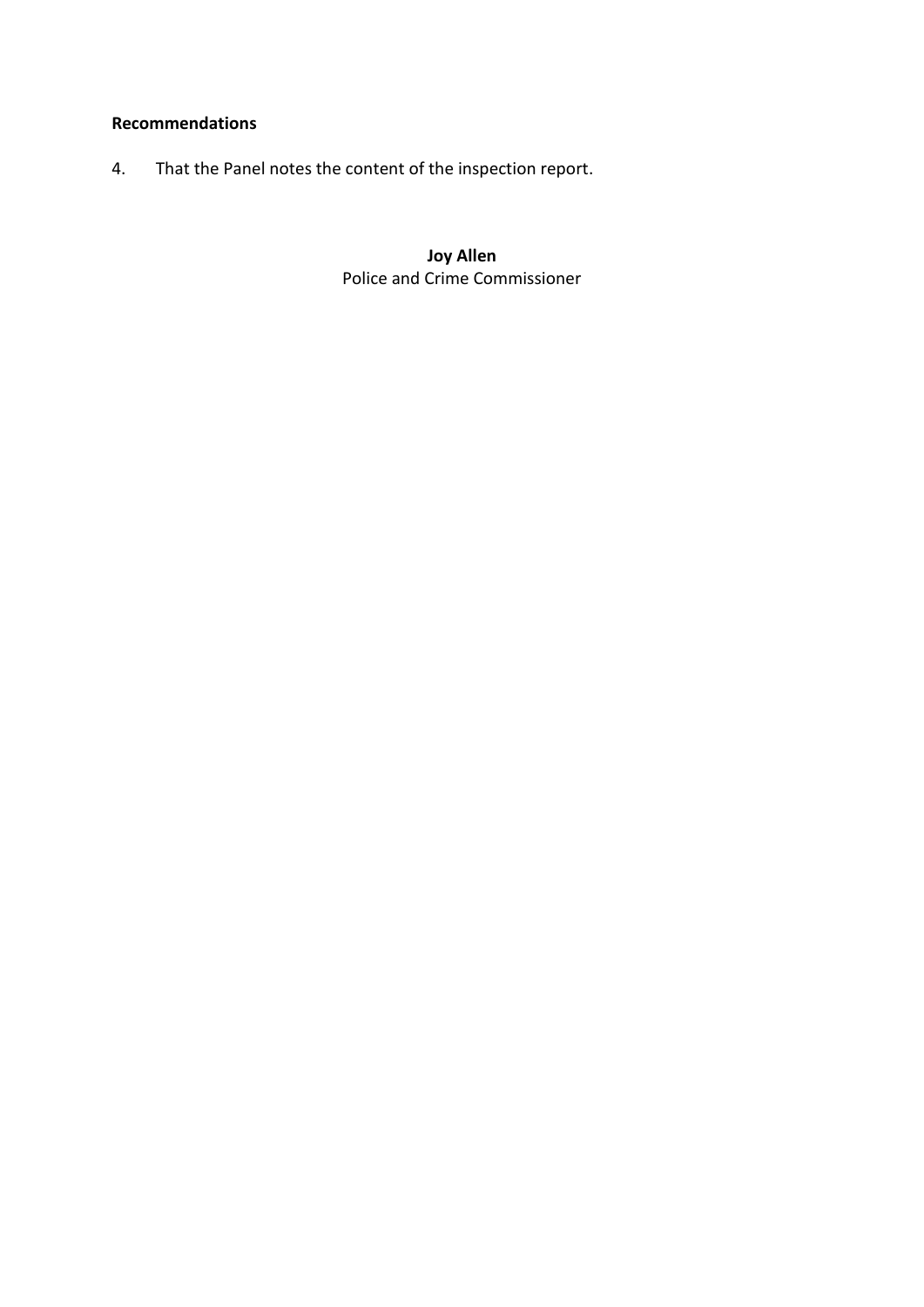**Recommendations**

4. That the Panel notes the content of the inspection report.

**Joy Allen**
Police and Crime Commissioner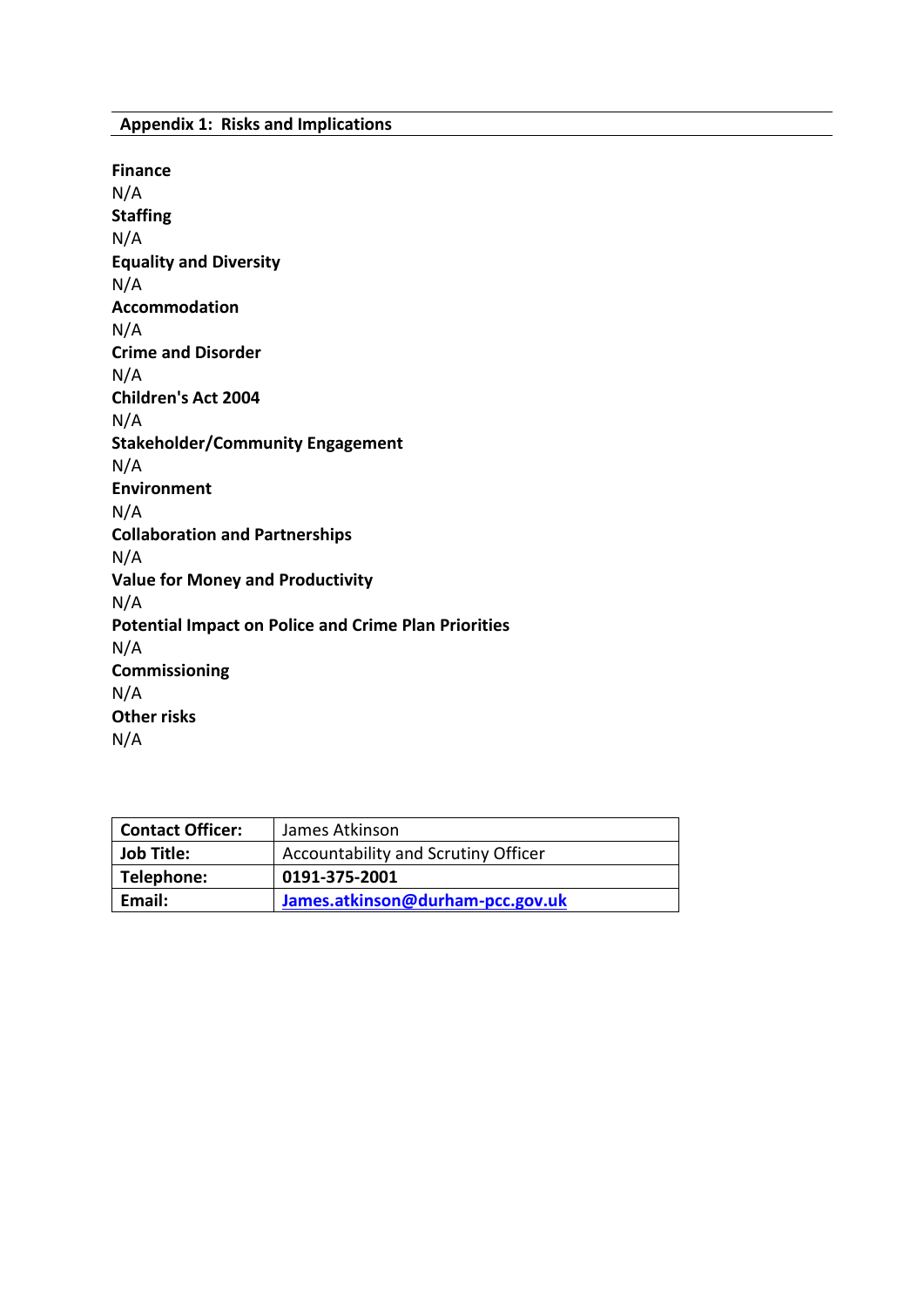## Appendix 1: Risks and Implications

**Finance**
N/A

**Staffing**
N/A

**Equality and Diversity**
N/A

**Accommodation**
N/A

**Crime and Disorder**
N/A

**Children's Act 2004**
N/A

**Stakeholder/Community Engagement**
N/A

**Environment**
N/A

**Collaboration and Partnerships**
N/A

**Value for Money and Productivity**
N/A

**Potential Impact on Police and Crime Plan Priorities**
N/A

**Commissioning**
N/A

**Other risks**
N/A

| | |
|---|---|
| **Contact Officer:** | James Atkinson |
| **Job Title:** | Accountability and Scrutiny Officer |
| **Telephone:** | **0191-375-2001** |
| **Email:** | **James.atkinson@durham-pcc.gov.uk** |